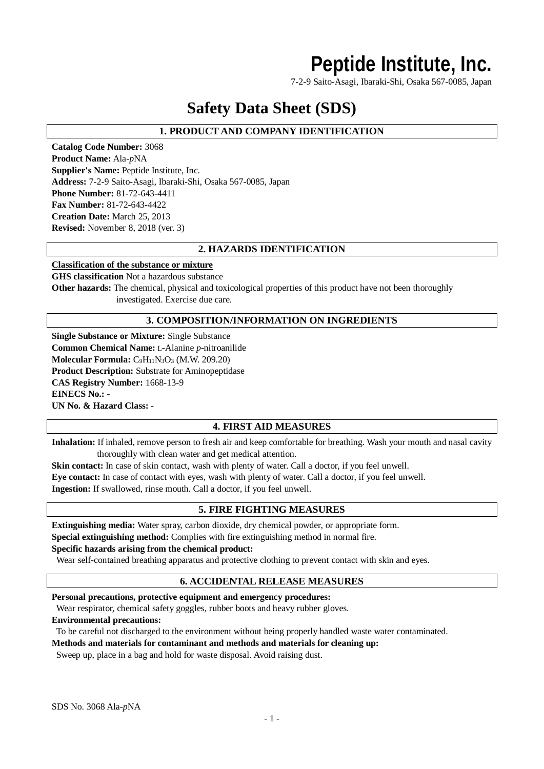# Peptide Institute, Inc.

7-2-9 Saito-Asagi, Ibaraki-Shi, Osaka 567-0085, Japan

# Safety Data Sheet (SDS)

## 1. PRODUCT AND COMPANY IDENTIFICATION

**Catalog Code Number:** 3068
**Product Name:** Ala-*p*NA
**Supplier's Name:** Peptide Institute, Inc.
**Address:** 7-2-9 Saito-Asagi, Ibaraki-Shi, Osaka 567-0085, Japan
**Phone Number:** 81-72-643-4411
**Fax Number:** 81-72-643-4422
**Creation Date:** March 25, 2013
**Revised:** November 8, 2018 (ver. 3)

## 2. HAZARDS IDENTIFICATION

**Classification of the substance or mixture**

**GHS classification** Not a hazardous substance
**Other hazards:** The chemical, physical and toxicological properties of this product have not been thoroughly investigated. Exercise due care.

## 3. COMPOSITION/INFORMATION ON INGREDIENTS

**Single Substance or Mixture:** Single Substance
**Common Chemical Name:** L-Alanine *p*-nitroanilide
**Molecular Formula:** $C_9H_{11}N_3O_3$ (M.W. 209.20)
**Product Description:** Substrate for Aminopeptidase
**CAS Registry Number:** 1668-13-9
**EINECS No.:** -
**UN No. & Hazard Class:** -

## 4. FIRST AID MEASURES

**Inhalation:** If inhaled, remove person to fresh air and keep comfortable for breathing. Wash your mouth and nasal cavity thoroughly with clean water and get medical attention.
**Skin contact:** In case of skin contact, wash with plenty of water. Call a doctor, if you feel unwell.
**Eye contact:** In case of contact with eyes, wash with plenty of water. Call a doctor, if you feel unwell.
**Ingestion:** If swallowed, rinse mouth. Call a doctor, if you feel unwell.

## 5. FIRE FIGHTING MEASURES

**Extinguishing media:** Water spray, carbon dioxide, dry chemical powder, or appropriate form.
**Special extinguishing method:** Complies with fire extinguishing method in normal fire.
**Specific hazards arising from the chemical product:**
Wear self-contained breathing apparatus and protective clothing to prevent contact with skin and eyes.

## 6. ACCIDENTAL RELEASE MEASURES

**Personal precautions, protective equipment and emergency procedures:**
Wear respirator, chemical safety goggles, rubber boots and heavy rubber gloves.
**Environmental precautions:**
To be careful not discharged to the environment without being properly handled waste water contaminated.
**Methods and materials for contaminant and methods and materials for cleaning up:**
Sweep up, place in a bag and hold for waste disposal. Avoid raising dust.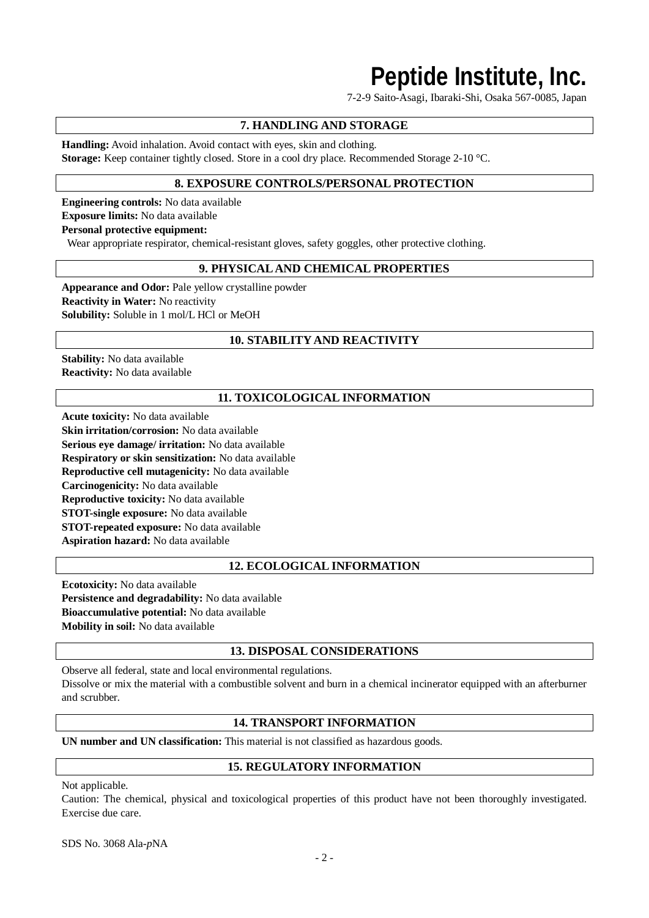## 7. HANDLING AND STORAGE

**Handling:** Avoid inhalation. Avoid contact with eyes, skin and clothing.
**Storage:** Keep container tightly closed. Store in a cool dry place. Recommended Storage 2-10 °C.

## 8. EXPOSURE CONTROLS/PERSONAL PROTECTION

**Engineering controls:** No data available
**Exposure limits:** No data available
**Personal protective equipment:**
Wear appropriate respirator, chemical-resistant gloves, safety goggles, other protective clothing.

## 9. PHYSICAL AND CHEMICAL PROPERTIES

**Appearance and Odor:** Pale yellow crystalline powder
**Reactivity in Water:** No reactivity
**Solubility:** Soluble in 1 mol/L HCl or MeOH

## 10. STABILITY AND REACTIVITY

**Stability:** No data available
**Reactivity:** No data available

## 11. TOXICOLOGICAL INFORMATION

**Acute toxicity:** No data available
**Skin irritation/corrosion:** No data available
**Serious eye damage/ irritation:** No data available
**Respiratory or skin sensitization:** No data available
**Reproductive cell mutagenicity:** No data available
**Carcinogenicity:** No data available
**Reproductive toxicity:** No data available
**STOT-single exposure:** No data available
**STOT-repeated exposure:** No data available
**Aspiration hazard:** No data available

## 12. ECOLOGICAL INFORMATION

**Ecotoxicity:** No data available
**Persistence and degradability:** No data available
**Bioaccumulative potential:** No data available
**Mobility in soil:** No data available

## 13. DISPOSAL CONSIDERATIONS

Observe all federal, state and local environmental regulations.
Dissolve or mix the material with a combustible solvent and burn in a chemical incinerator equipped with an afterburner and scrubber.

## 14. TRANSPORT INFORMATION

**UN number and UN classification:** This material is not classified as hazardous goods.

## 15. REGULATORY INFORMATION

Not applicable.
Caution: The chemical, physical and toxicological properties of this product have not been thoroughly investigated. Exercise due care.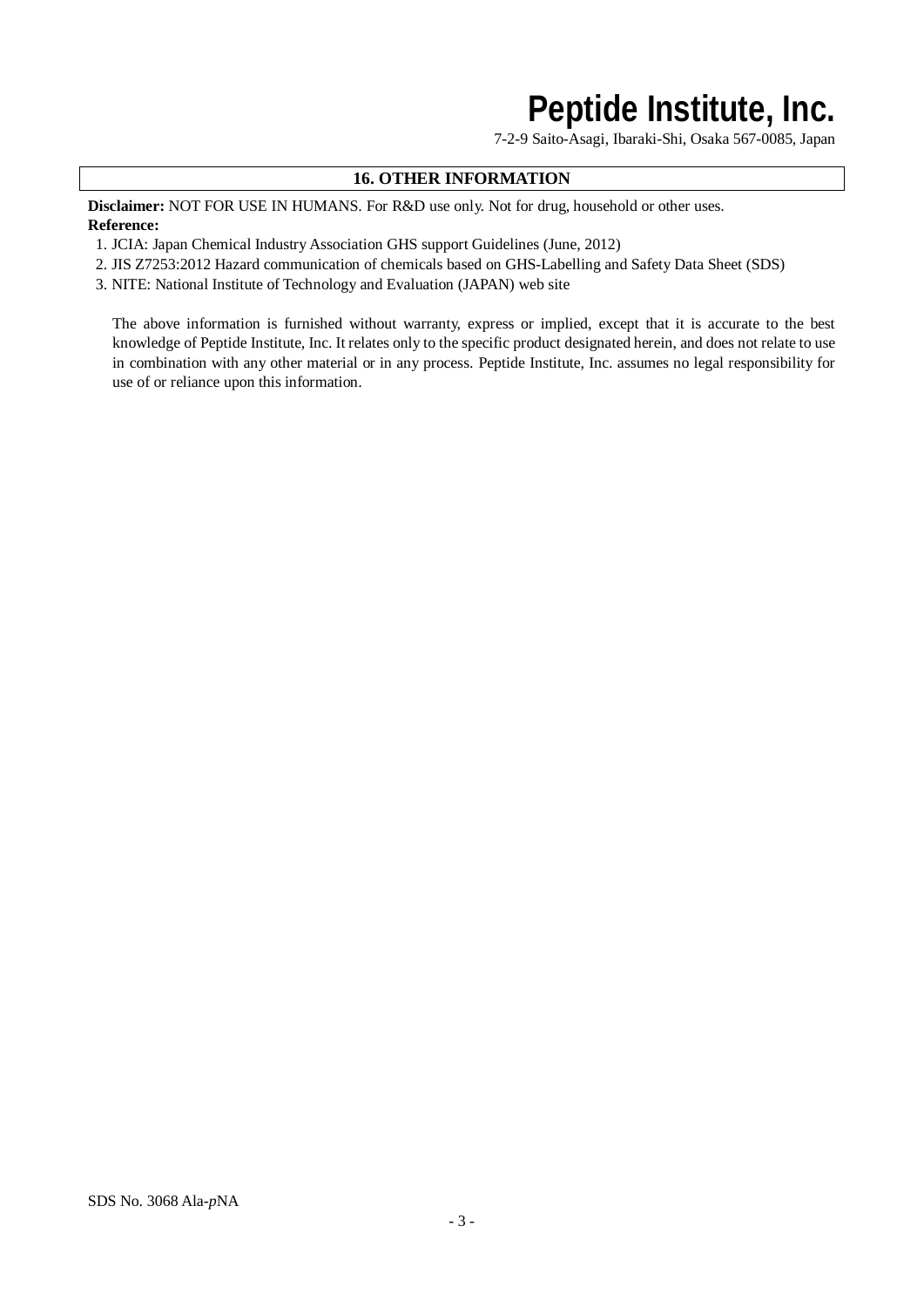# Peptide Institute, Inc.

7-2-9 Saito-Asagi, Ibaraki-Shi, Osaka 567-0085, Japan

## 16. OTHER INFORMATION

**Disclaimer:** NOT FOR USE IN HUMANS. For R&D use only. Not for drug, household or other uses.

**Reference:**

1. JCIA: Japan Chemical Industry Association GHS support Guidelines (June, 2012)
2. JIS Z7253:2012 Hazard communication of chemicals based on GHS-Labelling and Safety Data Sheet (SDS)
3. NITE: National Institute of Technology and Evaluation (JAPAN) web site

The above information is furnished without warranty, express or implied, except that it is accurate to the best knowledge of Peptide Institute, Inc. It relates only to the specific product designated herein, and does not relate to use in combination with any other material or in any process. Peptide Institute, Inc. assumes no legal responsibility for use of or reliance upon this information.

SDS No. 3068 Ala-*p*NA